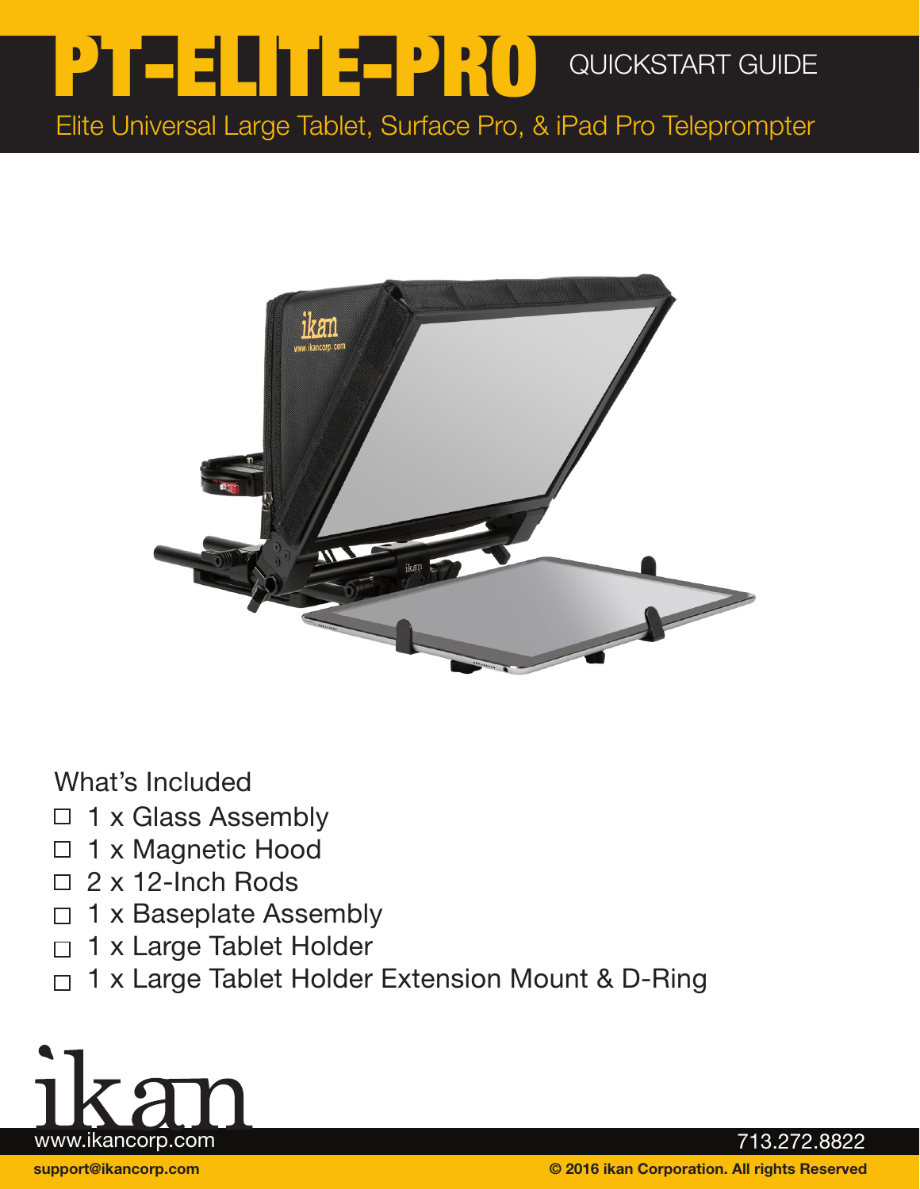# PT-ELITE-PRO QUICKSTART GUIDE

Elite Universal Large Tablet, Surface Pro, & iPad Pro Teleprompter

## What's Included

- ☐ 1 x Glass Assembly
- ☐ 1 x Magnetic Hood
- ☐ 2 x 12-Inch Rods
- ☐ 1 x Baseplate Assembly
- ☐ 1 x Large Tablet Holder
- ☐ 1 x Large Tablet Holder Extension Mount & D-Ring

ikan

www.ikancorp.com

713.272.8822

support@ikancorp.com

**© 2016 ikan Corporation. All rights Reserved**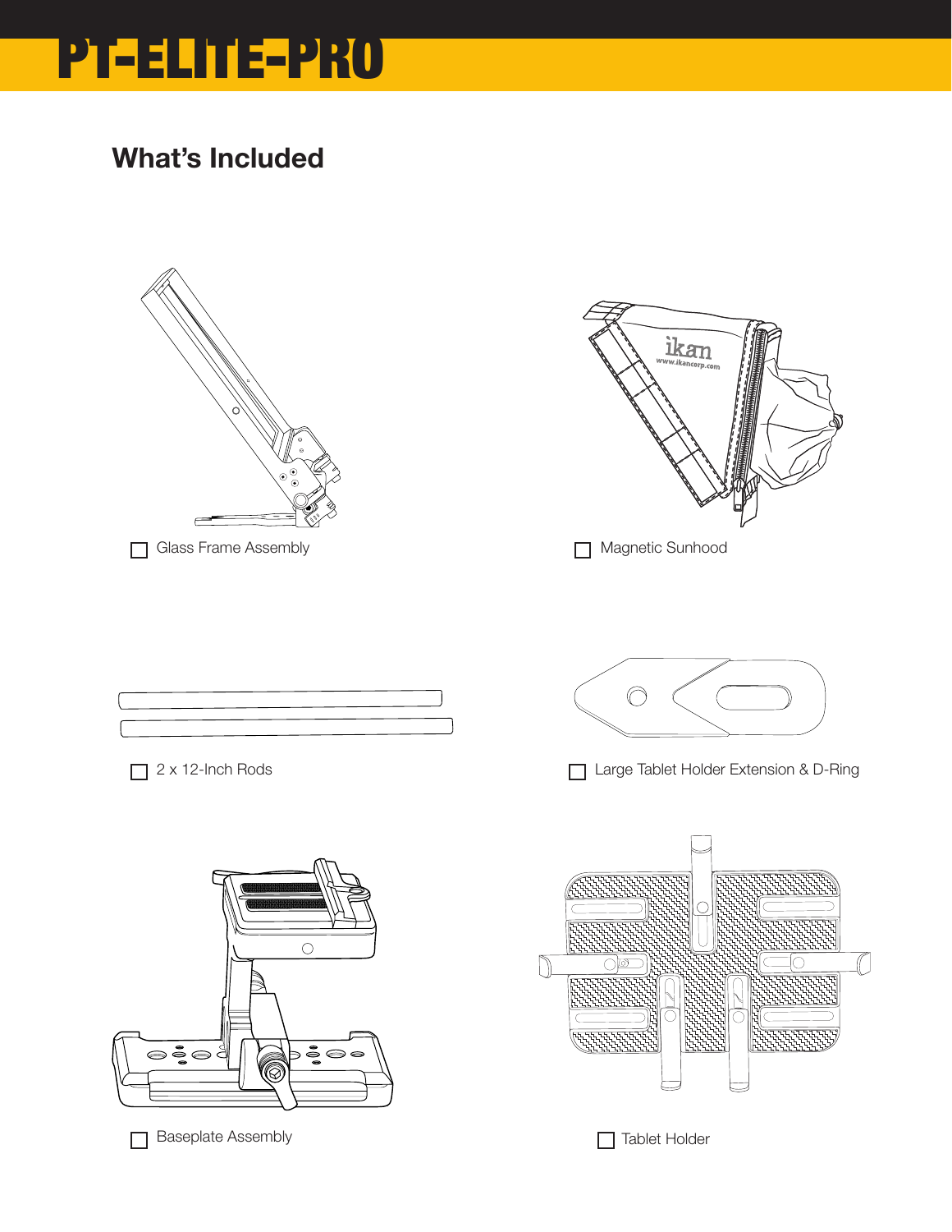# PT-ELITE-PRO

## What's Included

- ☐ Glass Frame Assembly
- ☐ Magnetic Sunhood
- ☐ 2 x 12-Inch Rods
- ☐ Large Tablet Holder Extension & D-Ring
- ☐ Baseplate Assembly
- ☐ Tablet Holder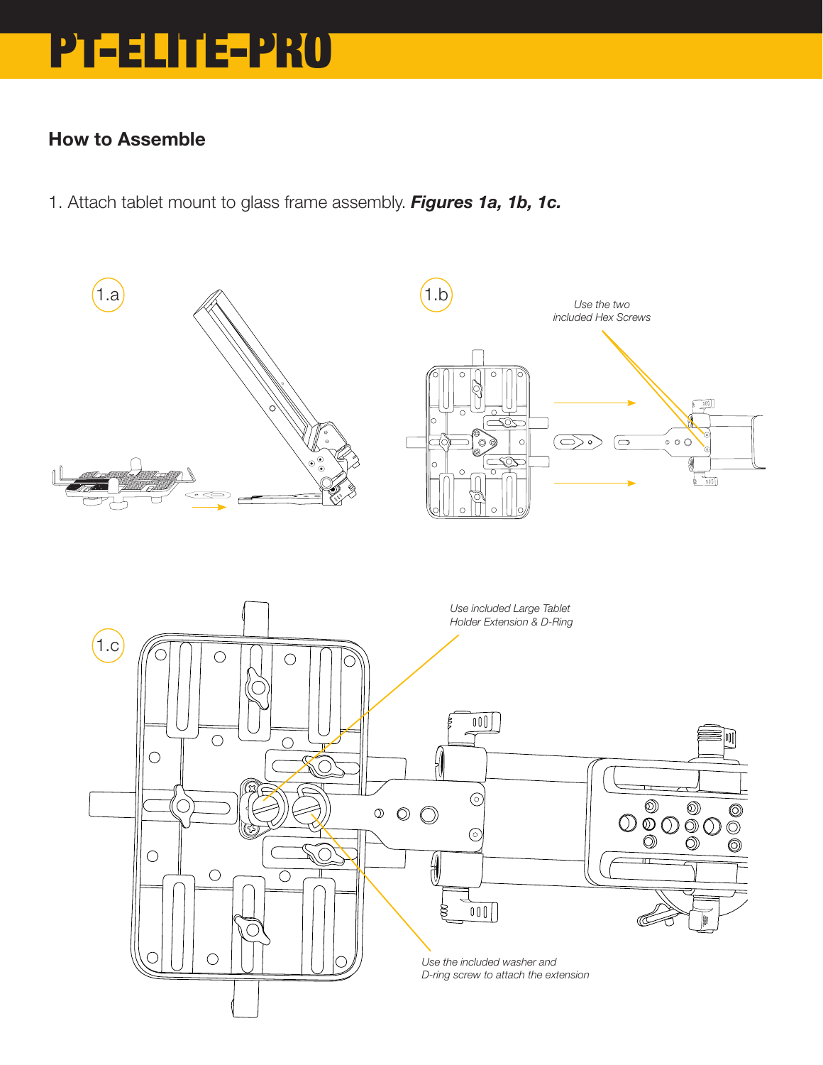# PT-ELITE-PRO

## How to Assemble

1. Attach tablet mount to glass frame assembly. ***Figures 1a, 1b, 1c.***

1.a

1.b

*Use the two included Hex Screws*

1.c

*Use included Large Tablet Holder Extension & D-Ring*

*Use the included washer and D-ring screw to attach the extension*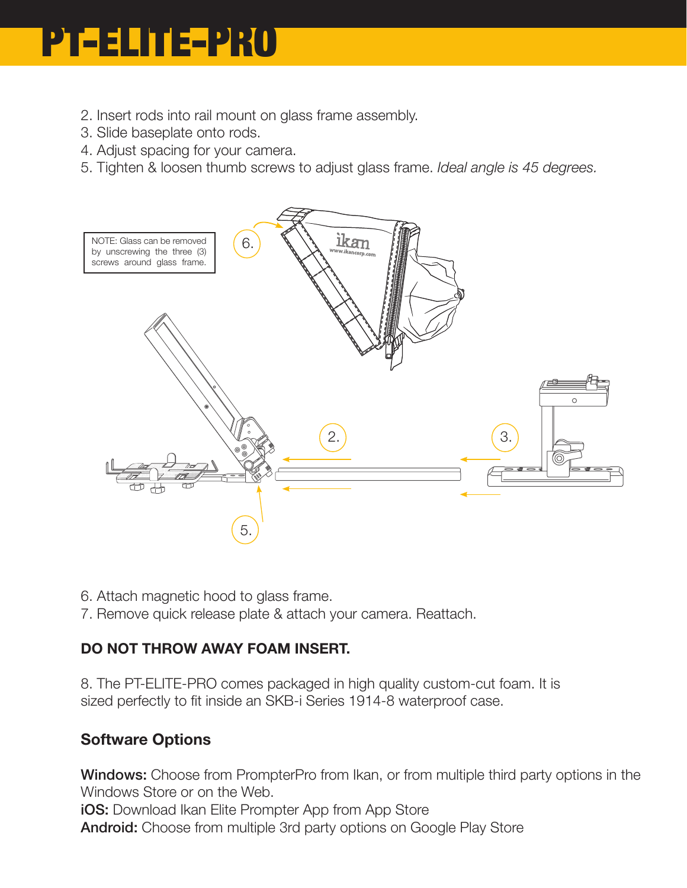# PT-ELITE-PRO

2. Insert rods into rail mount on glass frame assembly.
3. Slide baseplate onto rods.
4. Adjust spacing for your camera.
5. Tighten & loosen thumb screws to adjust glass frame. *Ideal angle is 45 degrees.*

NOTE: Glass can be removed by unscrewing the three (3) screws around glass frame.

6. Attach magnetic hood to glass frame.
7. Remove quick release plate & attach your camera. Reattach.

**DO NOT THROW AWAY FOAM INSERT.**

8. The PT-ELITE-PRO comes packaged in high quality custom-cut foam. It is sized perfectly to fit inside an SKB-i Series 1914-8 waterproof case.

### Software Options

**Windows:** Choose from PrompterPro from Ikan, or from multiple third party options in the Windows Store or on the Web.
**iOS:** Download Ikan Elite Prompter App from App Store
**Android:** Choose from multiple 3rd party options on Google Play Store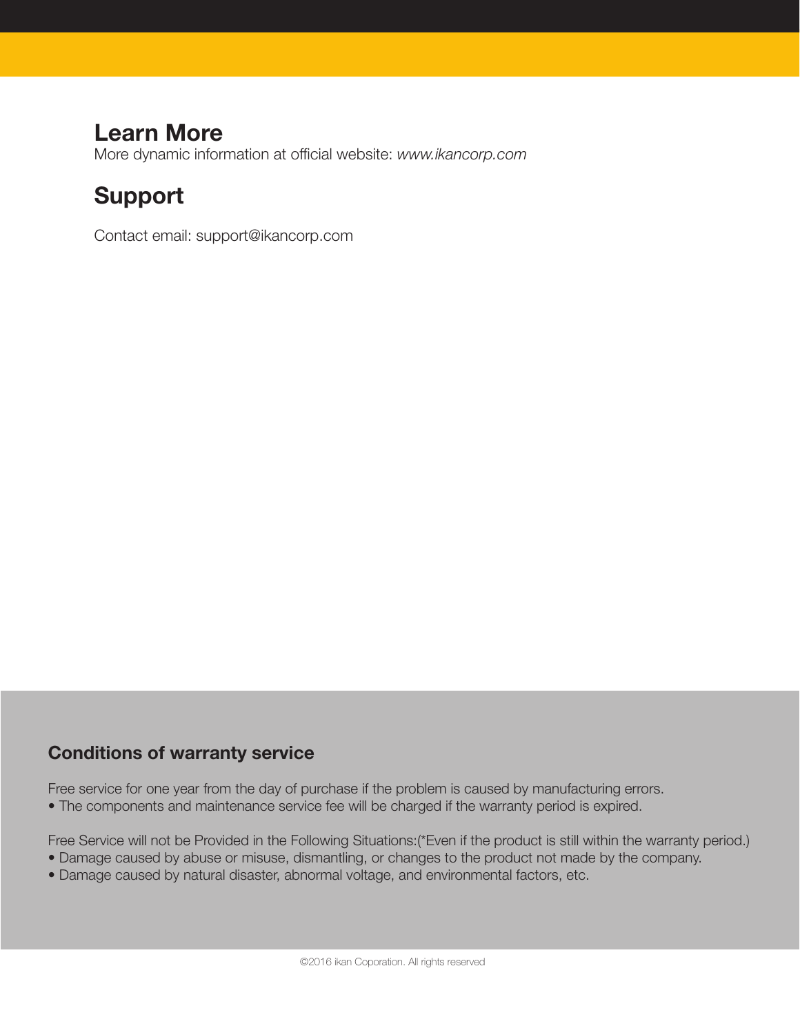## Learn More

More dynamic information at official website: *www.ikancorp.com*

## Support

Contact email: support@ikancorp.com

### Conditions of warranty service

Free service for one year from the day of purchase if the problem is caused by manufacturing errors.

- The components and maintenance service fee will be charged if the warranty period is expired.

Free Service will not be Provided in the Following Situations:(*Even if the product is still within the warranty period.)

- Damage caused by abuse or misuse, dismantling, or changes to the product not made by the company.
- Damage caused by natural disaster, abnormal voltage, and environmental factors, etc.

©2016 ikan Coporation. All rights reserved